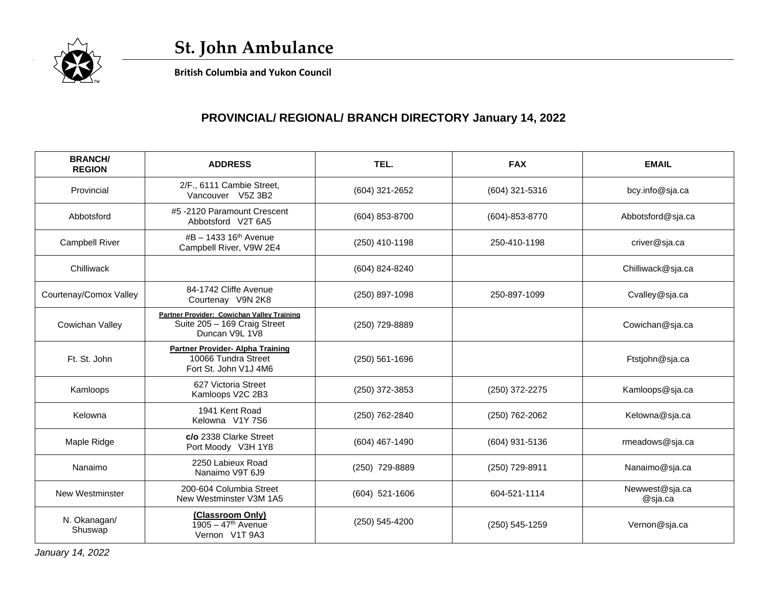# St. John Ambulance

**British Columbia and Yukon Council**

## PROVINCIAL/ REGIONAL/ BRANCH DIRECTORY January 14, 2022

| BRANCH/ REGION | ADDRESS | TEL. | FAX | EMAIL |
|---|---|---|---|---|
| Provincial | 2/F., 6111 Cambie Street, Vancouver V5Z 3B2 | (604) 321-2652 | (604) 321-5316 | bcy.info@sja.ca |
| Abbotsford | #5 -2120 Paramount Crescent Abbotsford V2T 6A5 | (604) 853-8700 | (604)-853-8770 | Abbotsford@sja.ca |
| Campbell River | #B – 1433 16th Avenue Campbell River, V9W 2E4 | (250) 410-1198 | 250-410-1198 | criver@sja.ca |
| Chilliwack | | (604) 824-8240 | | Chilliwack@sja.ca |
| Courtenay/Comox Valley | 84-1742 Cliffe Avenue Courtenay V9N 2K8 | (250) 897-1098 | 250-897-1099 | Cvalley@sja.ca |
| Cowichan Valley | **Partner Provider: Cowichan Valley Training** Suite 205 – 169 Craig Street Duncan V9L 1V8 | (250) 729-8889 | | Cowichan@sja.ca |
| Ft. St. John | **Partner Provider- Alpha Training** 10066 Tundra Street Fort St. John V1J 4M6 | (250) 561-1696 | | Ftstjohn@sja.ca |
| Kamloops | 627 Victoria Street Kamloops V2C 2B3 | (250) 372-3853 | (250) 372-2275 | Kamloops@sja.ca |
| Kelowna | 1941 Kent Road Kelowna V1Y 7S6 | (250) 762-2840 | (250) 762-2062 | Kelowna@sja.ca |
| Maple Ridge | **c/o** 2338 Clarke Street Port Moody V3H 1Y8 | (604) 467-1490 | (604) 931-5136 | rmeadows@sja.ca |
| Nanaimo | 2250 Labieux Road Nanaimo V9T 6J9 | (250) 729-8889 | (250) 729-8911 | Nanaimo@sja.ca |
| New Westminster | 200-604 Columbia Street New Westminster V3M 1A5 | (604) 521-1606 | 604-521-1114 | Newwest@sja.ca @sja.ca |
| N. Okanagan/ Shuswap | **(Classroom Only)** 1905 – 47th Avenue Vernon V1T 9A3 | (250) 545-4200 | (250) 545-1259 | Vernon@sja.ca |

*January 14, 2022*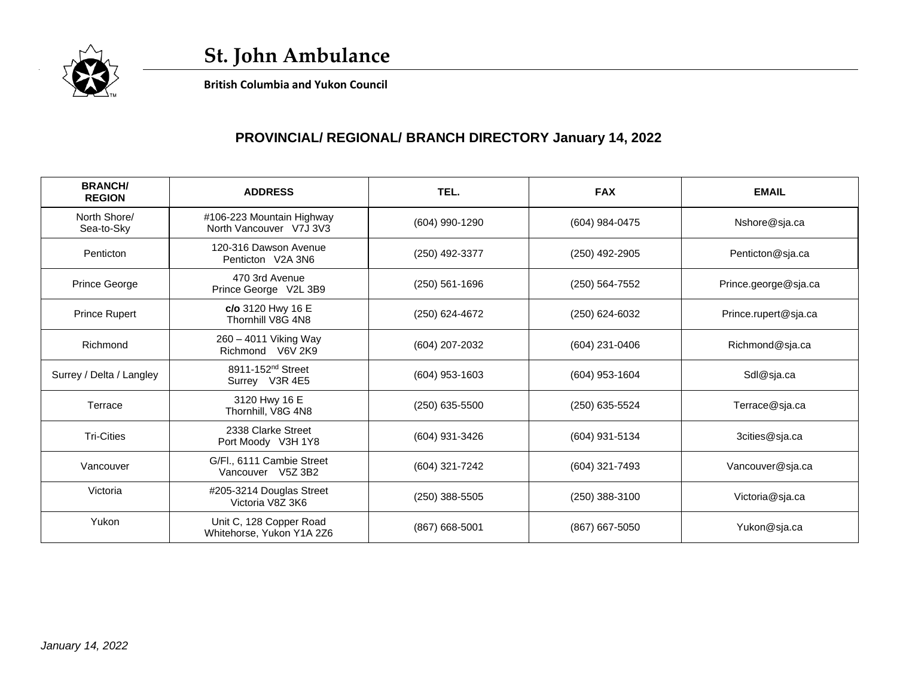# St. John Ambulance

**British Columbia and Yukon Council**

## PROVINCIAL/ REGIONAL/ BRANCH DIRECTORY January 14, 2022

| BRANCH/ REGION | ADDRESS | TEL. | FAX | EMAIL |
|---|---|---|---|---|
| North Shore/ Sea-to-Sky | #106-223 Mountain Highway North Vancouver V7J 3V3 | (604) 990-1290 | (604) 984-0475 | Nshore@sja.ca |
| Penticton | 120-316 Dawson Avenue Penticton V2A 3N6 | (250) 492-3377 | (250) 492-2905 | Penticton@sja.ca |
| Prince George | 470 3rd Avenue Prince George V2L 3B9 | (250) 561-1696 | (250) 564-7552 | Prince.george@sja.ca |
| Prince Rupert | **c/o** 3120 Hwy 16 E Thornhill V8G 4N8 | (250) 624-4672 | (250) 624-6032 | Prince.rupert@sja.ca |
| Richmond | 260 – 4011 Viking Way Richmond V6V 2K9 | (604) 207-2032 | (604) 231-0406 | Richmond@sja.ca |
| Surrey / Delta / Langley | 8911-152nd Street Surrey V3R 4E5 | (604) 953-1603 | (604) 953-1604 | Sdl@sja.ca |
| Terrace | 3120 Hwy 16 E Thornhill, V8G 4N8 | (250) 635-5500 | (250) 635-5524 | Terrace@sja.ca |
| Tri-Cities | 2338 Clarke Street Port Moody V3H 1Y8 | (604) 931-3426 | (604) 931-5134 | 3cities@sja.ca |
| Vancouver | G/Fl., 6111 Cambie Street Vancouver V5Z 3B2 | (604) 321-7242 | (604) 321-7493 | Vancouver@sja.ca |
| Victoria | #205-3214 Douglas Street Victoria V8Z 3K6 | (250) 388-5505 | (250) 388-3100 | Victoria@sja.ca |
| Yukon | Unit C, 128 Copper Road Whitehorse, Yukon Y1A 2Z6 | (867) 668-5001 | (867) 667-5050 | Yukon@sja.ca |